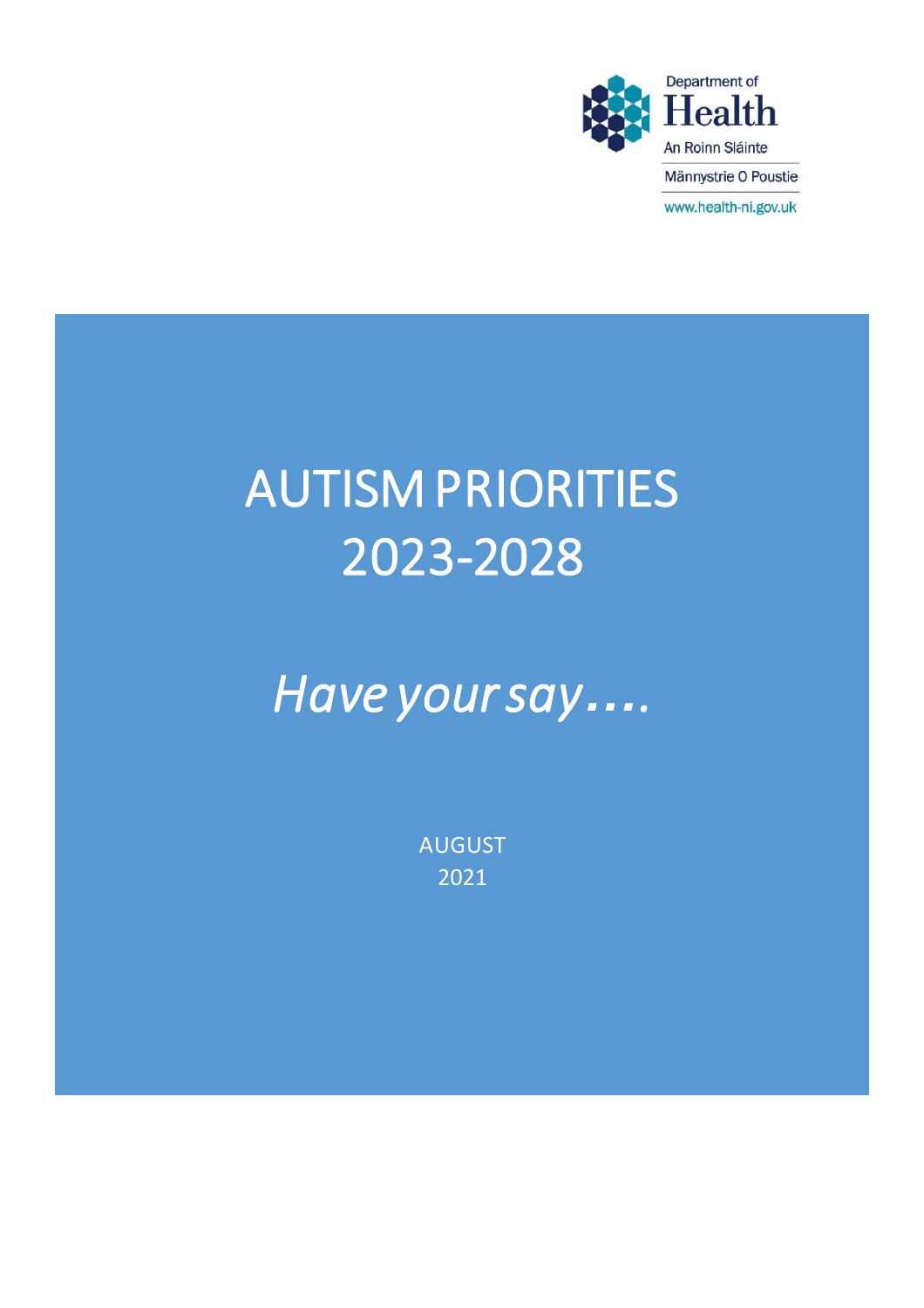Department of
Health
An Roinn Sláinte
Männystrie O Poustie
www.health-ni.gov.uk

# AUTISM PRIORITIES 2023-2028

*Have your say….*

AUGUST
2021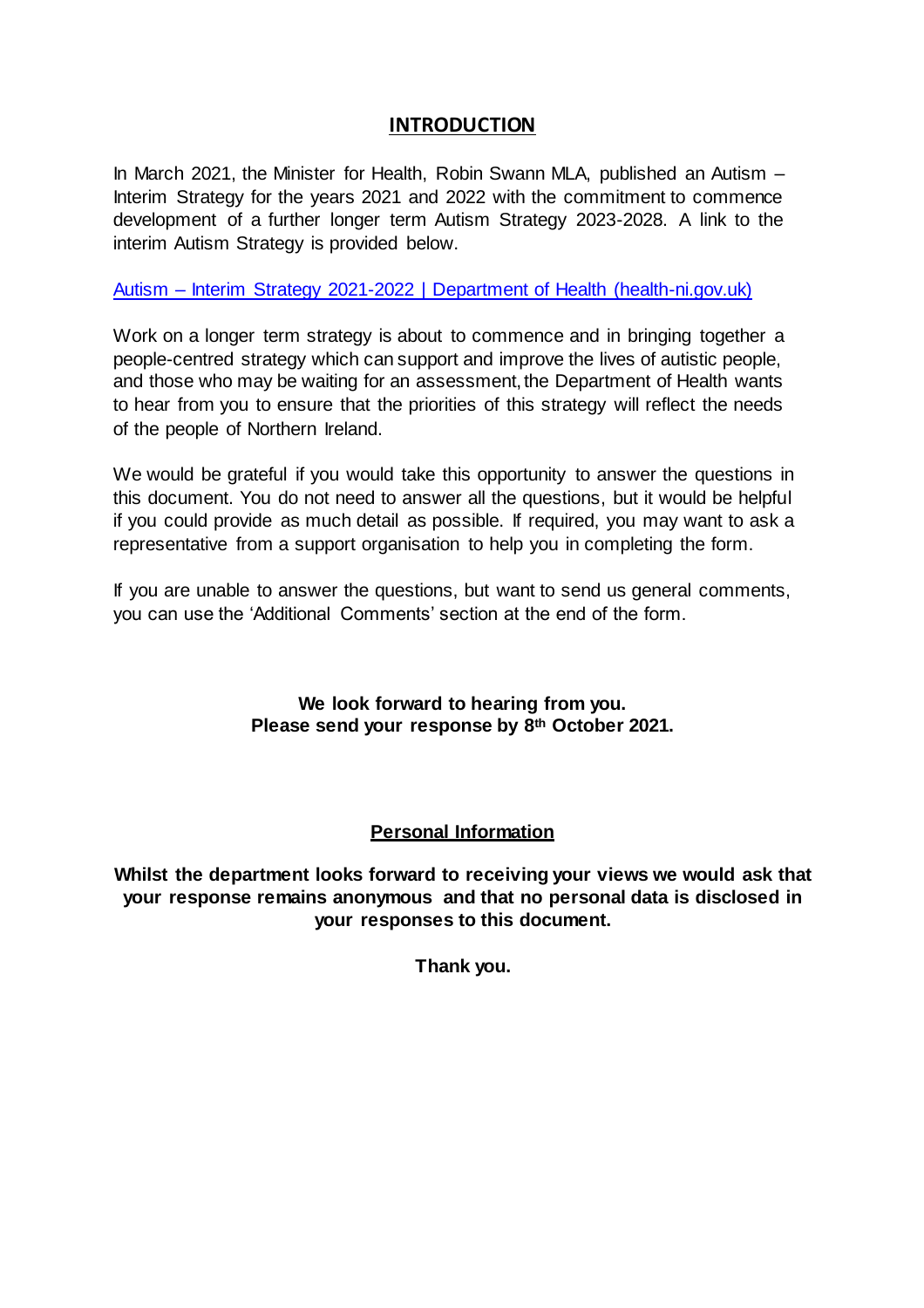## INTRODUCTION

In March 2021, the Minister for Health, Robin Swann MLA, published an Autism – Interim Strategy for the years 2021 and 2022 with the commitment to commence development of a further longer term Autism Strategy 2023-2028. A link to the interim Autism Strategy is provided below.

[Autism – Interim Strategy 2021-2022 | Department of Health (health-ni.gov.uk)]

Work on a longer term strategy is about to commence and in bringing together a people-centred strategy which can support and improve the lives of autistic people, and those who may be waiting for an assessment, the Department of Health wants to hear from you to ensure that the priorities of this strategy will reflect the needs of the people of Northern Ireland.

We would be grateful if you would take this opportunity to answer the questions in this document. You do not need to answer all the questions, but it would be helpful if you could provide as much detail as possible. If required, you may want to ask a representative from a support organisation to help you in completing the form.

If you are unable to answer the questions, but want to send us general comments, you can use the 'Additional Comments' section at the end of the form.

**We look forward to hearing from you.**
**Please send your response by 8th October 2021.**

### Personal Information

**Whilst the department looks forward to receiving your views we would ask that your response remains anonymous and that no personal data is disclosed in your responses to this document.**

**Thank you.**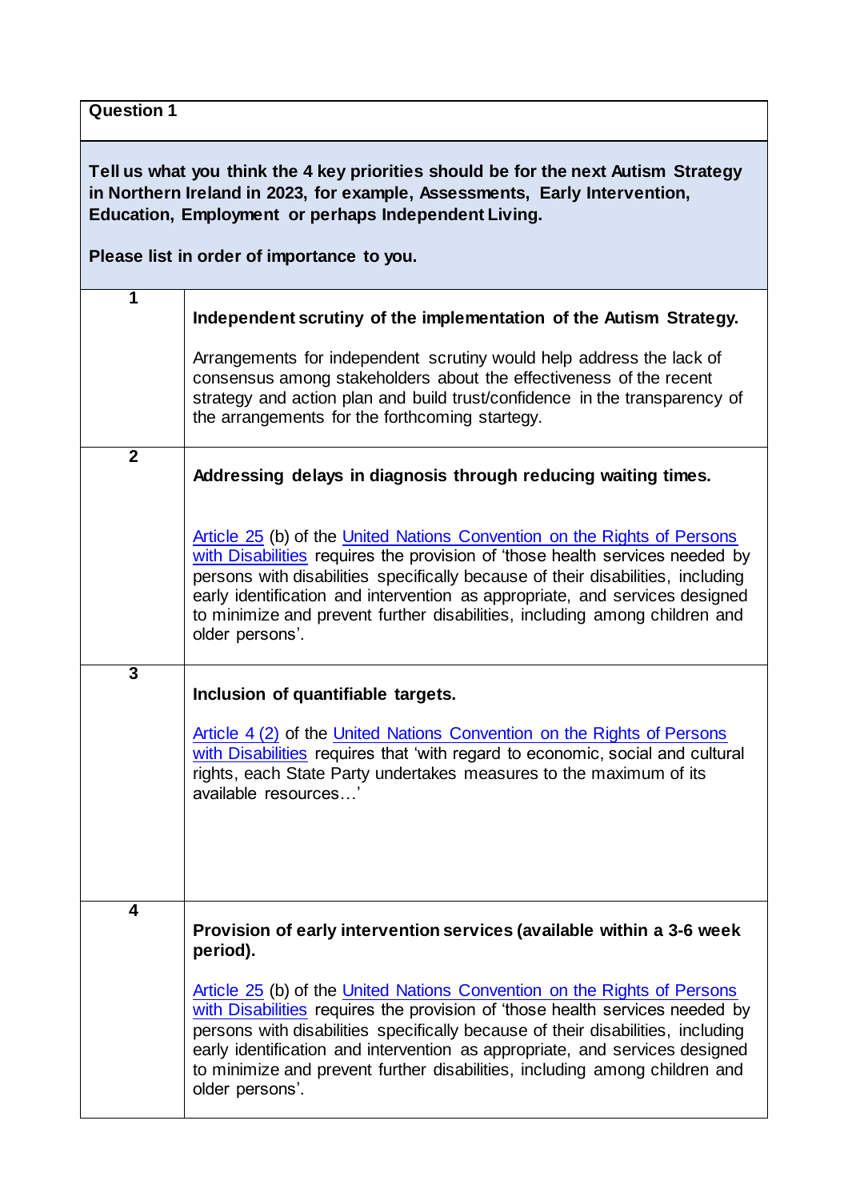| Question 1 | |
|---|---|
| **Tell us what you think the 4 key priorities should be for the next Autism Strategy in Northern Ireland in 2023, for example, Assessments, Early Intervention, Education, Employment or perhaps Independent Living.**<br><br>**Please list in order of importance to you.** | |
| **1** | **Independent scrutiny of the implementation of the Autism Strategy.**<br><br>Arrangements for independent scrutiny would help address the lack of consensus among stakeholders about the effectiveness of the recent strategy and action plan and build trust/confidence in the transparency of the arrangements for the forthcoming startegy. |
| **2** | **Addressing delays in diagnosis through reducing waiting times.**<br><br>Article 25 (b) of the United Nations Convention on the Rights of Persons with Disabilities requires the provision of 'those health services needed by persons with disabilities specifically because of their disabilities, including early identification and intervention as appropriate, and services designed to minimize and prevent further disabilities, including among children and older persons'. |
| **3** | **Inclusion of quantifiable targets.**<br><br>Article 4 (2) of the United Nations Convention on the Rights of Persons with Disabilities requires that 'with regard to economic, social and cultural rights, each State Party undertakes measures to the maximum of its available resources…' |
| **4** | **Provision of early intervention services (available within a 3-6 week period).**<br><br>Article 25 (b) of the United Nations Convention on the Rights of Persons with Disabilities requires the provision of 'those health services needed by persons with disabilities specifically because of their disabilities, including early identification and intervention as appropriate, and services designed to minimize and prevent further disabilities, including among children and older persons'. |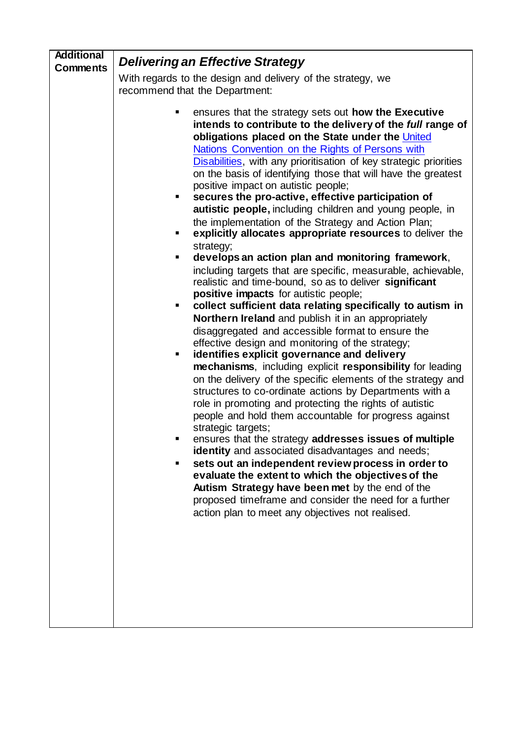| Additional Comments | *Delivering an Effective Strategy*<br><br>With regards to the design and delivery of the strategy, we recommend that the Department:<br><br>- ensures that the strategy sets out **how the Executive intends to contribute to the delivery of the *full* range of obligations placed on the State under the** [United Nations Convention on the Rights of Persons with Disabilities](), with any prioritisation of key strategic priorities on the basis of identifying those that will have the greatest positive impact on autistic people;<br>- **secures the pro-active, effective participation of autistic people,** including children and young people, in the implementation of the Strategy and Action Plan;<br>- **explicitly allocates appropriate resources** to deliver the strategy;<br>- **develops an action plan and monitoring framework**, including targets that are specific, measurable, achievable, realistic and time-bound, so as to deliver **significant positive impacts** for autistic people;<br>- **collect sufficient data relating specifically to autism in Northern Ireland** and publish it in an appropriately disaggregated and accessible format to ensure the effective design and monitoring of the strategy;<br>- **identifies explicit governance and delivery mechanisms**, including explicit **responsibility** for leading on the delivery of the specific elements of the strategy and structures to co-ordinate actions by Departments with a role in promoting and protecting the rights of autistic people and hold them accountable for progress against strategic targets;<br>- ensures that the strategy **addresses issues of multiple identity** and associated disadvantages and needs;<br>- **sets out an independent review process in order to evaluate the extent to which the objectives of the Autism Strategy have been met** by the end of the proposed timeframe and consider the need for a further action plan to meet any objectives not realised. |
|---|---|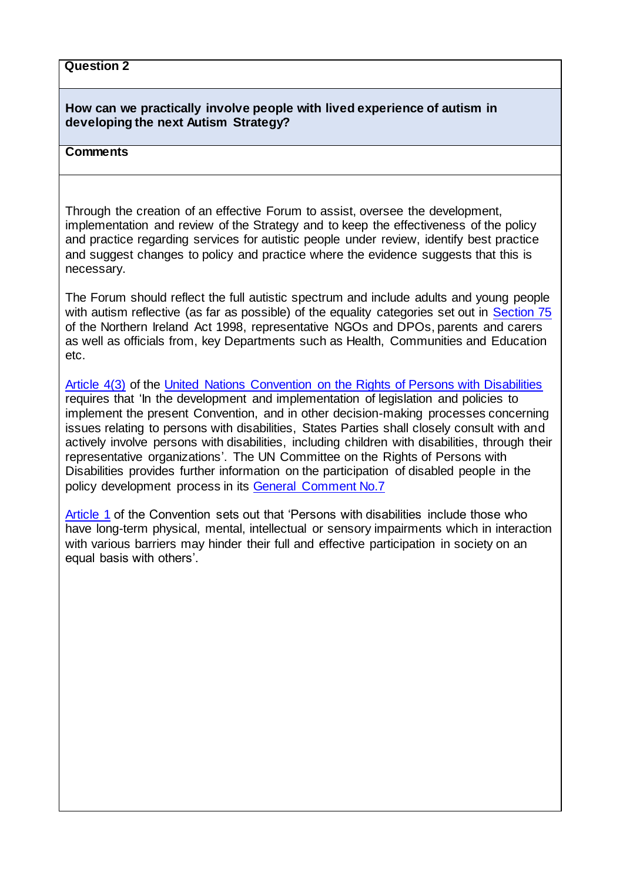**Question 2**

**How can we practically involve people with lived experience of autism in developing the next Autism Strategy?**

**Comments**

Through the creation of an effective Forum to assist, oversee the development, implementation and review of the Strategy and to keep the effectiveness of the policy and practice regarding services for autistic people under review, identify best practice and suggest changes to policy and practice where the evidence suggests that this is necessary.

The Forum should reflect the full autistic spectrum and include adults and young people with autism reflective (as far as possible) of the equality categories set out in Section 75 of the Northern Ireland Act 1998, representative NGOs and DPOs, parents and carers as well as officials from, key Departments such as Health, Communities and Education etc.

Article 4(3) of the United Nations Convention on the Rights of Persons with Disabilities requires that 'In the development and implementation of legislation and policies to implement the present Convention, and in other decision-making processes concerning issues relating to persons with disabilities, States Parties shall closely consult with and actively involve persons with disabilities, including children with disabilities, through their representative organizations'. The UN Committee on the Rights of Persons with Disabilities provides further information on the participation of disabled people in the policy development process in its General Comment No.7

Article 1 of the Convention sets out that 'Persons with disabilities include those who have long-term physical, mental, intellectual or sensory impairments which in interaction with various barriers may hinder their full and effective participation in society on an equal basis with others'.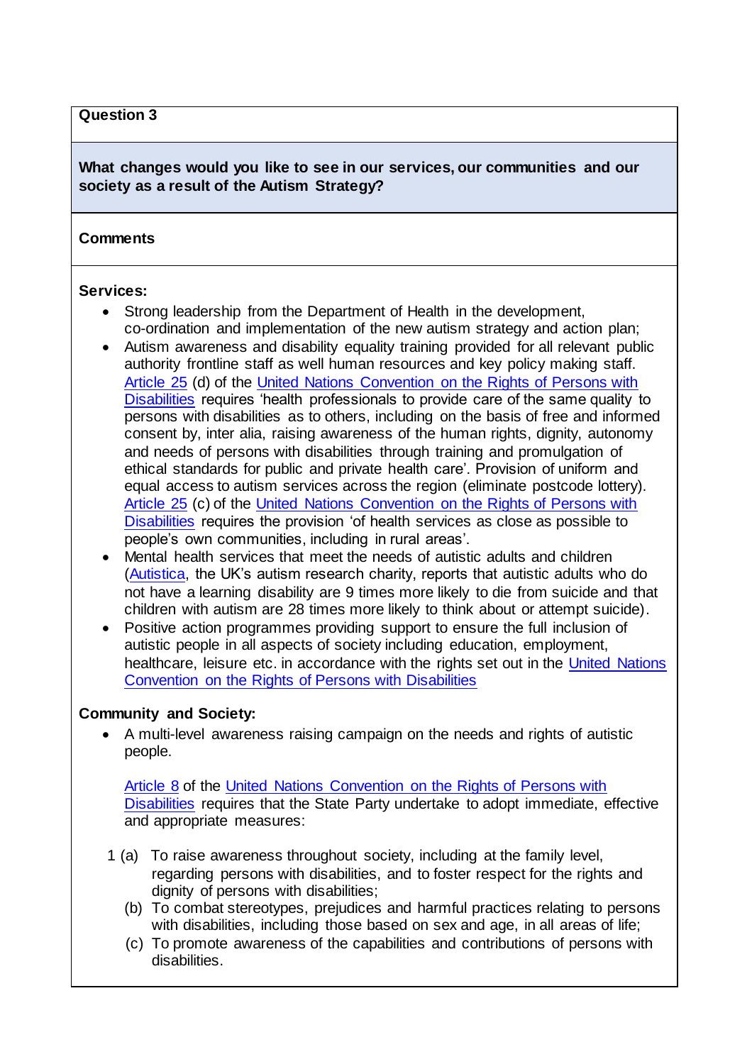**Question 3**

**What changes would you like to see in our services, our communities and our society as a result of the Autism Strategy?**

**Comments**

**Services:**

- Strong leadership from the Department of Health in the development, co-ordination and implementation of the new autism strategy and action plan;
- Autism awareness and disability equality training provided for all relevant public authority frontline staff as well human resources and key policy making staff. Article 25 (d) of the United Nations Convention on the Rights of Persons with Disabilities requires 'health professionals to provide care of the same quality to persons with disabilities as to others, including on the basis of free and informed consent by, inter alia, raising awareness of the human rights, dignity, autonomy and needs of persons with disabilities through training and promulgation of ethical standards for public and private health care'. Provision of uniform and equal access to autism services across the region (eliminate postcode lottery). Article 25 (c) of the United Nations Convention on the Rights of Persons with Disabilities requires the provision 'of health services as close as possible to people's own communities, including in rural areas'.
- Mental health services that meet the needs of autistic adults and children (Autistica, the UK's autism research charity, reports that autistic adults who do not have a learning disability are 9 times more likely to die from suicide and that children with autism are 28 times more likely to think about or attempt suicide).
- Positive action programmes providing support to ensure the full inclusion of autistic people in all aspects of society including education, employment, healthcare, leisure etc. in accordance with the rights set out in the United Nations Convention on the Rights of Persons with Disabilities

**Community and Society:**

- A multi-level awareness raising campaign on the needs and rights of autistic people.

  Article 8 of the United Nations Convention on the Rights of Persons with Disabilities requires that the State Party undertake to adopt immediate, effective and appropriate measures:

1 (a) To raise awareness throughout society, including at the family level, regarding persons with disabilities, and to foster respect for the rights and dignity of persons with disabilities;

(b) To combat stereotypes, prejudices and harmful practices relating to persons with disabilities, including those based on sex and age, in all areas of life;

(c) To promote awareness of the capabilities and contributions of persons with disabilities.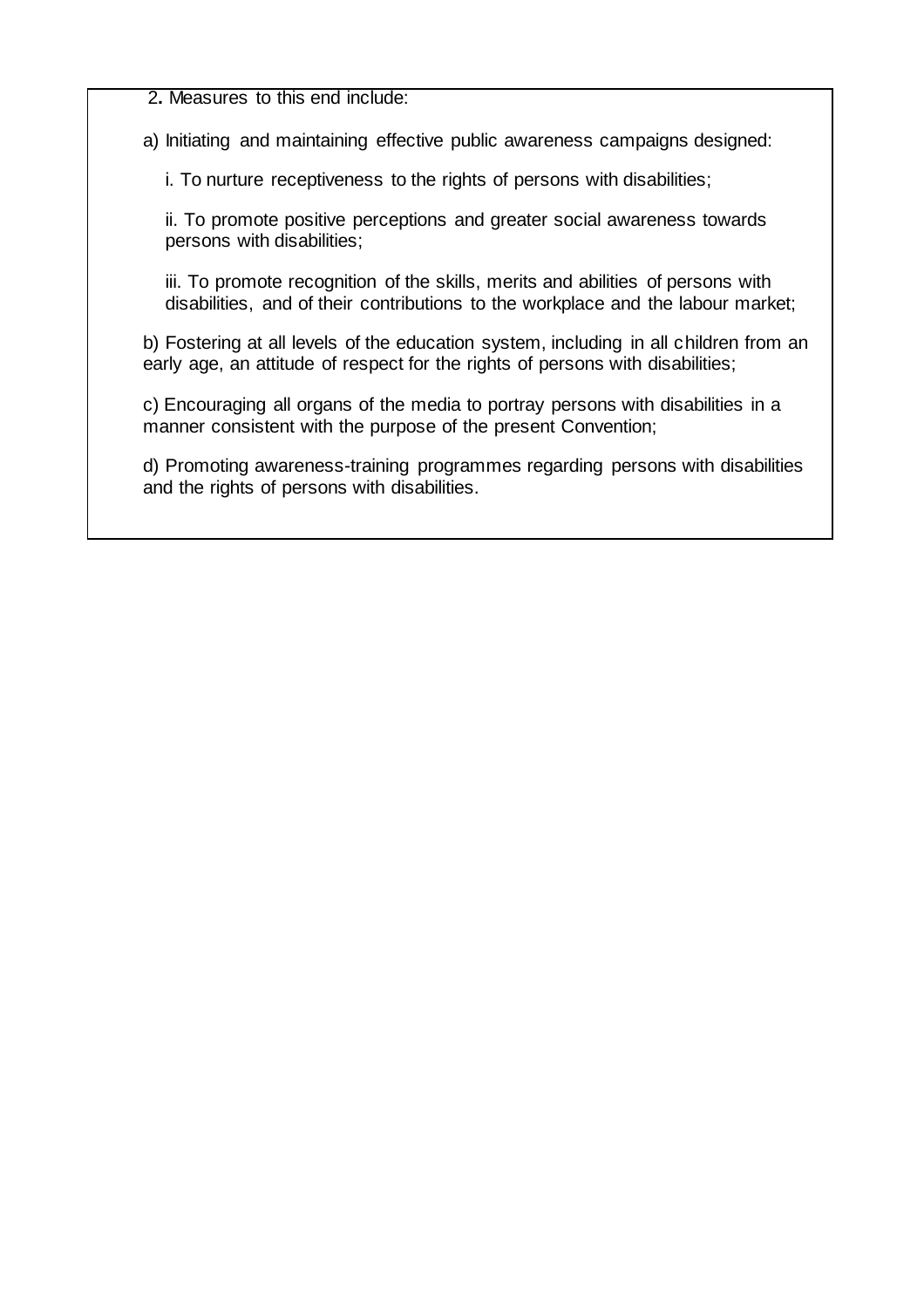2. Measures to this end include:

a) Initiating and maintaining effective public awareness campaigns designed:

i. To nurture receptiveness to the rights of persons with disabilities;

ii. To promote positive perceptions and greater social awareness towards persons with disabilities;

iii. To promote recognition of the skills, merits and abilities of persons with disabilities, and of their contributions to the workplace and the labour market;

b) Fostering at all levels of the education system, including in all children from an early age, an attitude of respect for the rights of persons with disabilities;

c) Encouraging all organs of the media to portray persons with disabilities in a manner consistent with the purpose of the present Convention;

d) Promoting awareness-training programmes regarding persons with disabilities and the rights of persons with disabilities.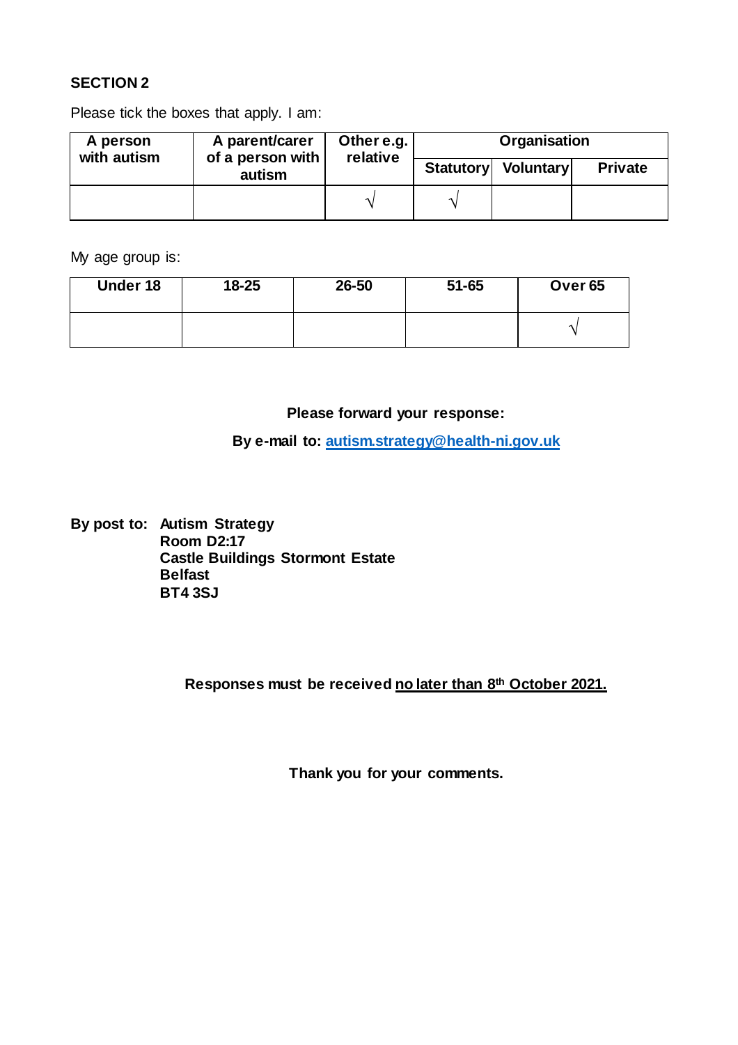**SECTION 2**

Please tick the boxes that apply. I am:

| A person with autism | A parent/carer of a person with autism | Other e.g. relative | Organisation | | |
|---|---|---|---|---|---|
| | | | Statutory | Voluntary | Private |
| | | √ | √ | | |

My age group is:

| Under 18 | 18-25 | 26-50 | 51-65 | Over 65 |
|---|---|---|---|---|
| | | | | √ |

**Please forward your response:**

**By e-mail to: autism.strategy@health-ni.gov.uk**

**By post to: Autism Strategy**
**Room D2:17**
**Castle Buildings Stormont Estate**
**Belfast**
**BT4 3SJ**

**Responses must be received no later than 8th October 2021.**

**Thank you for your comments.**